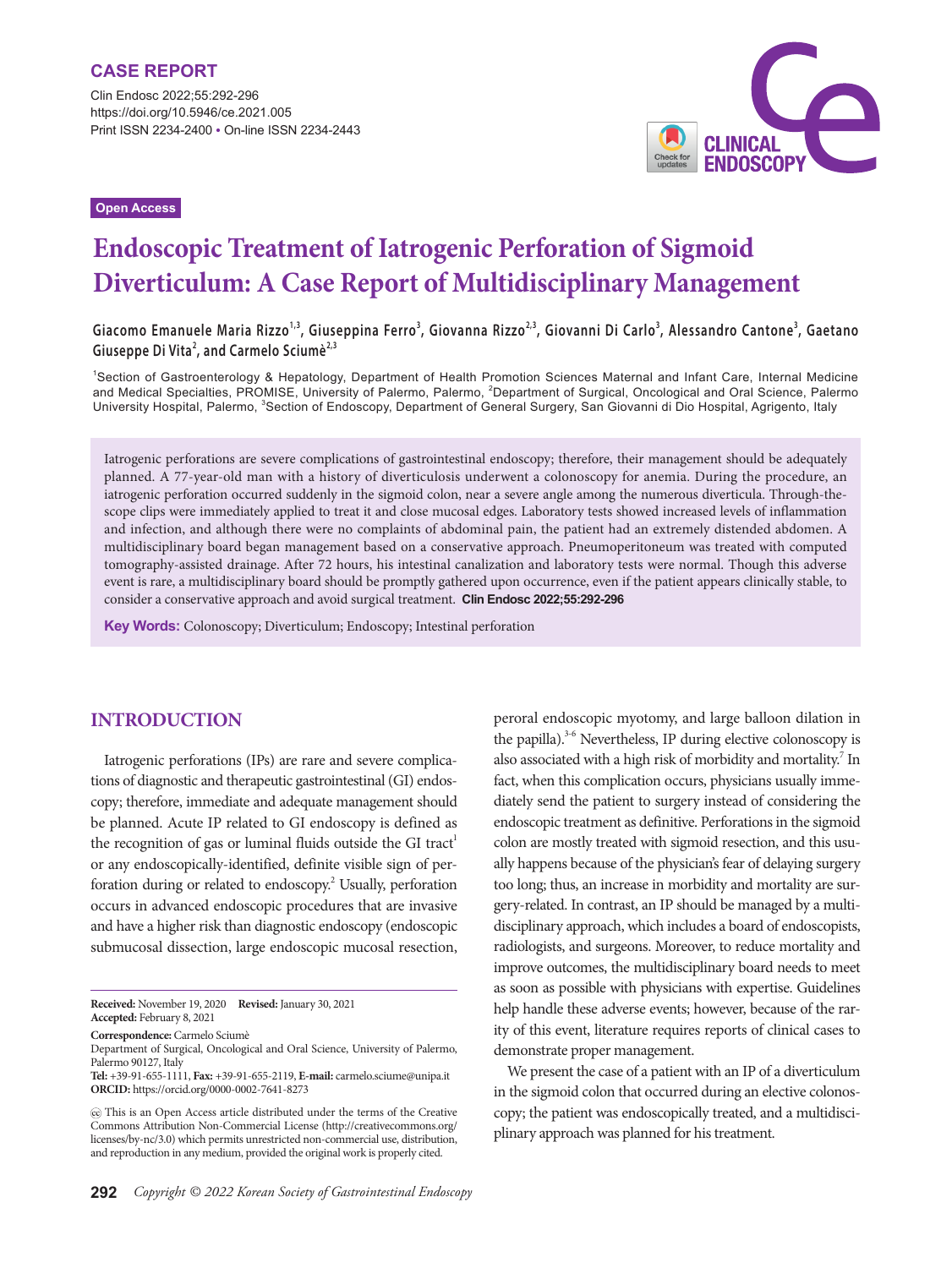CASE REPORT

Clin Endosc 2022;55:292-296
https://doi.org/10.5946/ce.2021.005
Print ISSN 2234-2400 • On-line ISSN 2234-2443

Open Access

# Endoscopic Treatment of Iatrogenic Perforation of Sigmoid Diverticulum: A Case Report of Multidisciplinary Management

**Giacomo Emanuele Maria Rizzo[1,3], Giuseppina Ferro[3], Giovanna Rizzo[2,3], Giovanni Di Carlo[3], Alessandro Cantone[3], Gaetano Giuseppe Di Vita[2], and Carmelo Sciumè[2,3]**

[1]Section of Gastroenterology & Hepatology, Department of Health Promotion Sciences Maternal and Infant Care, Internal Medicine and Medical Specialties, PROMISE, University of Palermo, Palermo, [2]Department of Surgical, Oncological and Oral Science, Palermo University Hospital, Palermo, [3]Section of Endoscopy, Department of General Surgery, San Giovanni di Dio Hospital, Agrigento, Italy

Iatrogenic perforations are severe complications of gastrointestinal endoscopy; therefore, their management should be adequately planned. A 77-year-old man with a history of diverticulosis underwent a colonoscopy for anemia. During the procedure, an iatrogenic perforation occurred suddenly in the sigmoid colon, near a severe angle among the numerous diverticula. Through-the-scope clips were immediately applied to treat it and close mucosal edges. Laboratory tests showed increased levels of inflammation and infection, and although there were no complaints of abdominal pain, the patient had an extremely distended abdomen. A multidisciplinary board began management based on a conservative approach. Pneumoperitoneum was treated with computed tomography-assisted drainage. After 72 hours, his intestinal canalization and laboratory tests were normal. Though this adverse event is rare, a multidisciplinary board should be promptly gathered upon occurrence, even if the patient appears clinically stable, to consider a conservative approach and avoid surgical treatment. **Clin Endosc 2022;55:292-296**

**Key Words:** Colonoscopy; Diverticulum; Endoscopy; Intestinal perforation

## INTRODUCTION

Iatrogenic perforations (IPs) are rare and severe complications of diagnostic and therapeutic gastrointestinal (GI) endoscopy; therefore, immediate and adequate management should be planned. Acute IP related to GI endoscopy is defined as the recognition of gas or luminal fluids outside the GI tract[1] or any endoscopically-identified, definite visible sign of perforation during or related to endoscopy.[2] Usually, perforation occurs in advanced endoscopic procedures that are invasive and have a higher risk than diagnostic endoscopy (endoscopic submucosal dissection, large endoscopic mucosal resection, peroral endoscopic myotomy, and large balloon dilation in the papilla).[3-6] Nevertheless, IP during elective colonoscopy is also associated with a high risk of morbidity and mortality.[7] In fact, when this complication occurs, physicians usually immediately send the patient to surgery instead of considering the endoscopic treatment as definitive. Perforations in the sigmoid colon are mostly treated with sigmoid resection, and this usually happens because of the physician's fear of delaying surgery too long; thus, an increase in morbidity and mortality are surgery-related. In contrast, an IP should be managed by a multidisciplinary approach, which includes a board of endoscopists, radiologists, and surgeons. Moreover, to reduce mortality and improve outcomes, the multidisciplinary board needs to meet as soon as possible with physicians with expertise. Guidelines help handle these adverse events; however, because of the rarity of this event, literature requires reports of clinical cases to demonstrate proper management.

We present the case of a patient with an IP of a diverticulum in the sigmoid colon that occurred during an elective colonoscopy; the patient was endoscopically treated, and a multidisciplinary approach was planned for his treatment.

**Received:** November 19, 2020 **Revised:** January 30, 2021
**Accepted:** February 8, 2021

**Correspondence:** Carmelo Sciumè
Department of Surgical, Oncological and Oral Science, University of Palermo, Palermo 90127, Italy
**Tel:** +39-91-655-1111, **Fax:** +39-91-655-2119, **E-mail:** carmelo.sciume@unipa.it
**ORCID:** https://orcid.org/0000-0002-7641-8273

This is an Open Access article distributed under the terms of the Creative Commons Attribution Non-Commercial License (http://creativecommons.org/licenses/by-nc/3.0) which permits unrestricted non-commercial use, distribution, and reproduction in any medium, provided the original work is properly cited.

*Copyright © 2022 Korean Society of Gastrointestinal Endoscopy*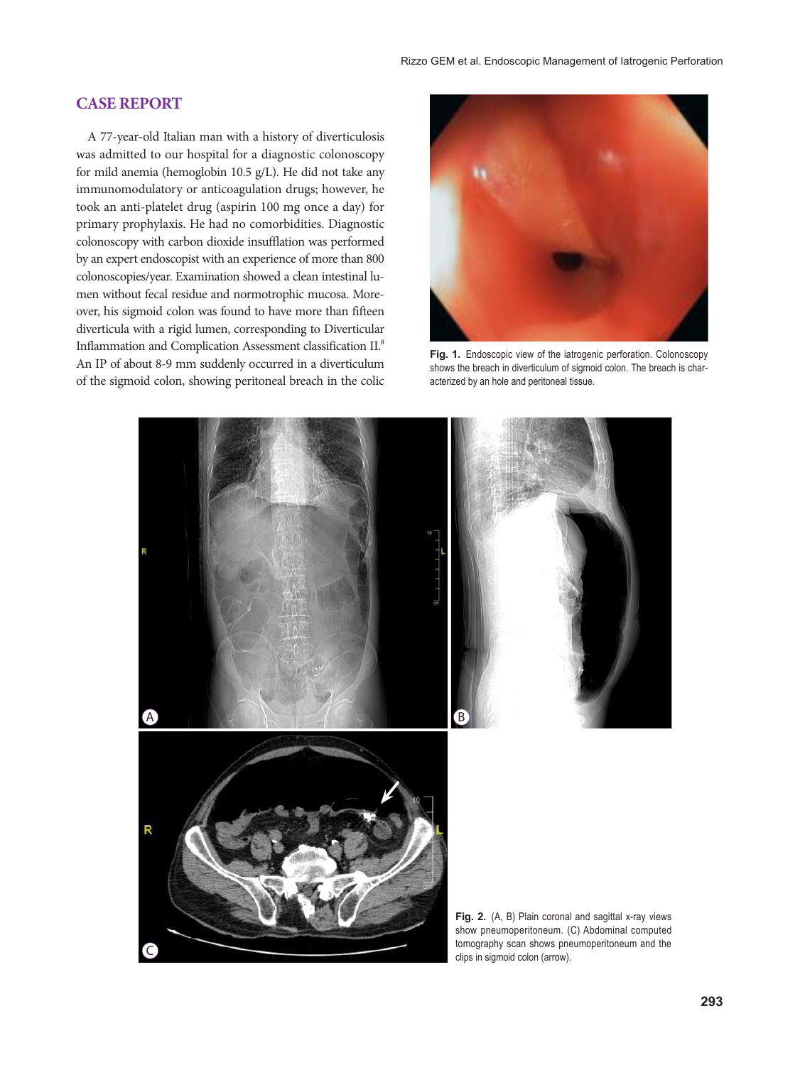## CASE REPORT

A 77-year-old Italian man with a history of diverticulosis was admitted to our hospital for a diagnostic colonoscopy for mild anemia (hemoglobin 10.5 g/L). He did not take any immunomodulatory or anticoagulation drugs; however, he took an anti-platelet drug (aspirin 100 mg once a day) for primary prophylaxis. He had no comorbidities. Diagnostic colonoscopy with carbon dioxide insufflation was performed by an expert endoscopist with an experience of more than 800 colonoscopies/year. Examination showed a clean intestinal lumen without fecal residue and normotrophic mucosa. Moreover, his sigmoid colon was found to have more than fifteen diverticula with a rigid lumen, corresponding to Diverticular Inflammation and Complication Assessment classification II.[8] An IP of about 8-9 mm suddenly occurred in a diverticulum of the sigmoid colon, showing peritoneal breach in the colic

**Fig. 1.** Endoscopic view of the iatrogenic perforation. Colonoscopy shows the breach in diverticulum of sigmoid colon. The breach is characterized by an hole and peritoneal tissue.

**Fig. 2.** (A, B) Plain coronal and sagittal x-ray views show pneumoperitoneum. (C) Abdominal computed tomography scan shows pneumoperitoneum and the clips in sigmoid colon (arrow).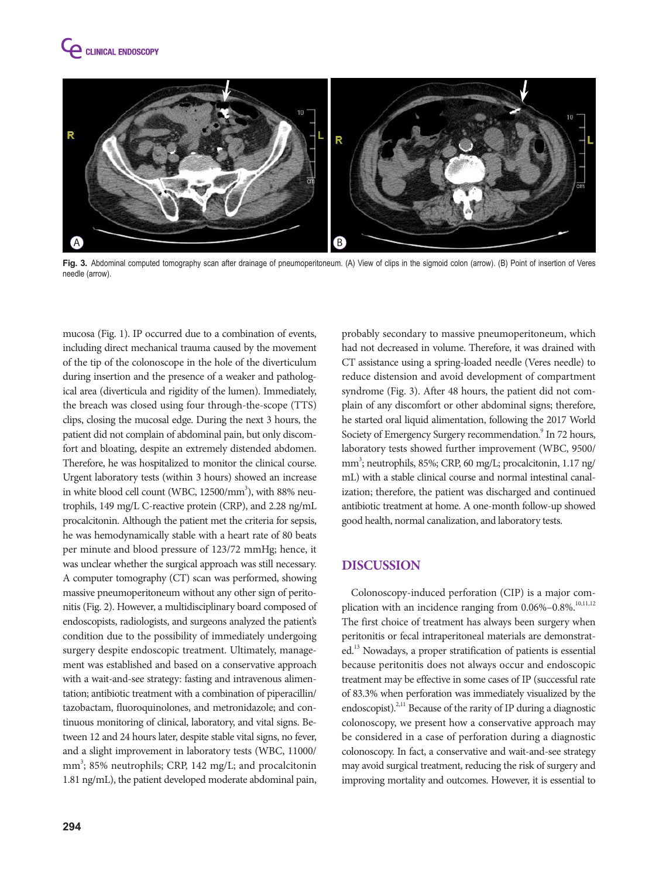Fig. 3. Abdominal computed tomography scan after drainage of pneumoperitoneum. (A) View of clips in the sigmoid colon (arrow). (B) Point of insertion of Veres needle (arrow).

mucosa (Fig. 1). IP occurred due to a combination of events, including direct mechanical trauma caused by the movement of the tip of the colonoscope in the hole of the diverticulum during insertion and the presence of a weaker and pathological area (diverticula and rigidity of the lumen). Immediately, the breach was closed using four through-the-scope (TTS) clips, closing the mucosal edge. During the next 3 hours, the patient did not complain of abdominal pain, but only discomfort and bloating, despite an extremely distended abdomen. Therefore, he was hospitalized to monitor the clinical course. Urgent laboratory tests (within 3 hours) showed an increase in white blood cell count (WBC, 12500/mm$^3$), with 88% neutrophils, 149 mg/L C-reactive protein (CRP), and 2.28 ng/mL procalcitonin. Although the patient met the criteria for sepsis, he was hemodynamically stable with a heart rate of 80 beats per minute and blood pressure of 123/72 mmHg; hence, it was unclear whether the surgical approach was still necessary. A computer tomography (CT) scan was performed, showing massive pneumoperitoneum without any other sign of peritonitis (Fig. 2). However, a multidisciplinary board composed of endoscopists, radiologists, and surgeons analyzed the patient's condition due to the possibility of immediately undergoing surgery despite endoscopic treatment. Ultimately, management was established and based on a conservative approach with a wait-and-see strategy: fasting and intravenous alimentation; antibiotic treatment with a combination of piperacillin/tazobactam, fluoroquinolones, and metronidazole; and continuous monitoring of clinical, laboratory, and vital signs. Between 12 and 24 hours later, despite stable vital signs, no fever, and a slight improvement in laboratory tests (WBC, 11000/mm$^3$; 85% neutrophils; CRP, 142 mg/L; and procalcitonin 1.81 ng/mL), the patient developed moderate abdominal pain, probably secondary to massive pneumoperitoneum, which had not decreased in volume. Therefore, it was drained with CT assistance using a spring-loaded needle (Veres needle) to reduce distension and avoid development of compartment syndrome (Fig. 3). After 48 hours, the patient did not complain of any discomfort or other abdominal signs; therefore, he started oral liquid alimentation, following the 2017 World Society of Emergency Surgery recommendation.[9] In 72 hours, laboratory tests showed further improvement (WBC, 9500/mm$^3$; neutrophils, 85%; CRP, 60 mg/L; procalcitonin, 1.17 ng/mL) with a stable clinical course and normal intestinal canalization; therefore, the patient was discharged and continued antibiotic treatment at home. A one-month follow-up showed good health, normal canalization, and laboratory tests.

## DISCUSSION

Colonoscopy-induced perforation (CIP) is a major complication with an incidence ranging from 0.06%–0.8%.[10,11,12] The first choice of treatment has always been surgery when peritonitis or fecal intraperitoneal materials are demonstrated.[13] Nowadays, a proper stratification of patients is essential because peritonitis does not always occur and endoscopic treatment may be effective in some cases of IP (successful rate of 83.3% when perforation was immediately visualized by the endoscopist).[2,11] Because of the rarity of IP during a diagnostic colonoscopy, we present how a conservative approach may be considered in a case of perforation during a diagnostic colonoscopy. In fact, a conservative and wait-and-see strategy may avoid surgical treatment, reducing the risk of surgery and improving mortality and outcomes. However, it is essential to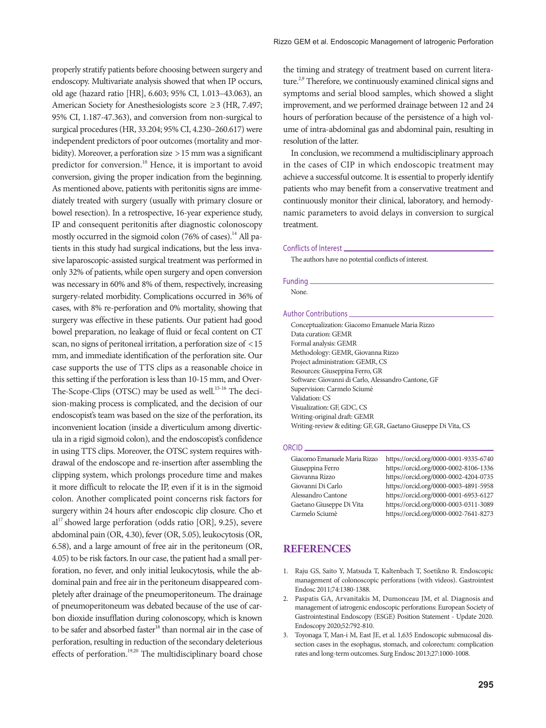properly stratify patients before choosing between surgery and endoscopy. Multivariate analysis showed that when IP occurs, old age (hazard ratio [HR], 6.603; 95% CI, 1.013–43.063), an American Society for Anesthesiologists score ≥3 (HR, 7.497; 95% CI, 1.187-47.363), and conversion from non-surgical to surgical procedures (HR, 33.204; 95% CI, 4.230–260.617) were independent predictors of poor outcomes (mortality and morbidity). Moreover, a perforation size >15 mm was a significant predictor for conversion.[10] Hence, it is important to avoid conversion, giving the proper indication from the beginning. As mentioned above, patients with peritonitis signs are immediately treated with surgery (usually with primary closure or bowel resection). In a retrospective, 16-year experience study, IP and consequent peritonitis after diagnostic colonoscopy mostly occurred in the sigmoid colon (76% of cases).[14] All patients in this study had surgical indications, but the less invasive laparoscopic-assisted surgical treatment was performed in only 32% of patients, while open surgery and open conversion was necessary in 60% and 8% of them, respectively, increasing surgery-related morbidity. Complications occurred in 36% of cases, with 8% re-perforation and 0% mortality, showing that surgery was effective in these patients. Our patient had good bowel preparation, no leakage of fluid or fecal content on CT scan, no signs of peritoneal irritation, a perforation size of <15 mm, and immediate identification of the perforation site. Our case supports the use of TTS clips as a reasonable choice in this setting if the perforation is less than 10-15 mm, and Over-The-Scope-Clips (OTSC) may be used as well.[15-16] The decision-making process is complicated, and the decision of our endoscopist's team was based on the size of the perforation, its inconvenient location (inside a diverticulum among diverticula in a rigid sigmoid colon), and the endoscopist's confidence in using TTS clips. Moreover, the OTSC system requires withdrawal of the endoscope and re-insertion after assembling the clipping system, which prolongs procedure time and makes it more difficult to relocate the IP, even if it is in the sigmoid colon. Another complicated point concerns risk factors for surgery within 24 hours after endoscopic clip closure. Cho et al[17] showed large perforation (odds ratio [OR], 9.25), severe abdominal pain (OR, 4.30), fever (OR, 5.05), leukocytosis (OR, 6.58), and a large amount of free air in the peritoneum (OR, 4.05) to be risk factors. In our case, the patient had a small perforation, no fever, and only initial leukocytosis, while the abdominal pain and free air in the peritoneum disappeared completely after drainage of the pneumoperitoneum. The drainage of pneumoperitoneum was debated because of the use of carbon dioxide insufflation during colonoscopy, which is known to be safer and absorbed faster[18] than normal air in the case of perforation, resulting in reduction of the secondary deleterious effects of perforation.[19,20] The multidisciplinary board chose the timing and strategy of treatment based on current literature.[2,9] Therefore, we continuously examined clinical signs and symptoms and serial blood samples, which showed a slight improvement, and we performed drainage between 12 and 24 hours of perforation because of the persistence of a high volume of intra-abdominal gas and abdominal pain, resulting in resolution of the latter.

In conclusion, we recommend a multidisciplinary approach in the cases of CIP in which endoscopic treatment may achieve a successful outcome. It is essential to properly identify patients who may benefit from a conservative treatment and continuously monitor their clinical, laboratory, and hemodynamic parameters to avoid delays in conversion to surgical treatment.

### Conflicts of Interest

The authors have no potential conflicts of interest.

### Funding

None.

### Author Contributions

Conceptualization: Giacomo Emanuele Maria Rizzo
Data curation: GEMR
Formal analysis: GEMR
Methodology: GEMR, Giovanna Rizzo
Project administration: GEMR, CS
Resources: Giuseppina Ferro, GR
Software: Giovanni di Carlo, Alessandro Cantone, GF
Supervision: Carmelo Sciumè
Validation: CS
Visualization: GF, GDC, CS
Writing-original draft: GEMR
Writing-review & editing: GF, GR, Gaetano Giuseppe Di Vita, CS

### ORCID

| | |
|---|---|
| Giacomo Emanuele Maria Rizzo | https://orcid.org/0000-0001-9335-6740 |
| Giuseppina Ferro | https://orcid.org/0000-0002-8106-1336 |
| Giovanna Rizzo | https://orcid.org/0000-0002-4204-0735 |
| Giovanni Di Carlo | https://orcid.org/0000-0003-4891-5958 |
| Alessandro Cantone | https://orcid.org/0000-0001-6953-6127 |
| Gaetano Giuseppe Di Vita | https://orcid.org/0000-0003-0311-3089 |
| Carmelo Sciumè | https://orcid.org/0000-0002-7641-8273 |

## REFERENCES

1. Raju GS, Saito Y, Matsuda T, Kaltenbach T, Soetikno R. Endoscopic management of colonoscopic perforations (with videos). Gastrointest Endosc 2011;74:1380-1388.
2. Paspatis GA, Arvanitakis M, Dumonceau JM, et al. Diagnosis and management of iatrogenic endoscopic perforations: European Society of Gastrointestinal Endoscopy (ESGE) Position Statement - Update 2020. Endoscopy 2020;52:792-810.
3. Toyonaga T, Man-i M, East JE, et al. 1,635 Endoscopic submucosal dissection cases in the esophagus, stomach, and colorectum: complication rates and long-term outcomes. Surg Endosc 2013;27:1000-1008.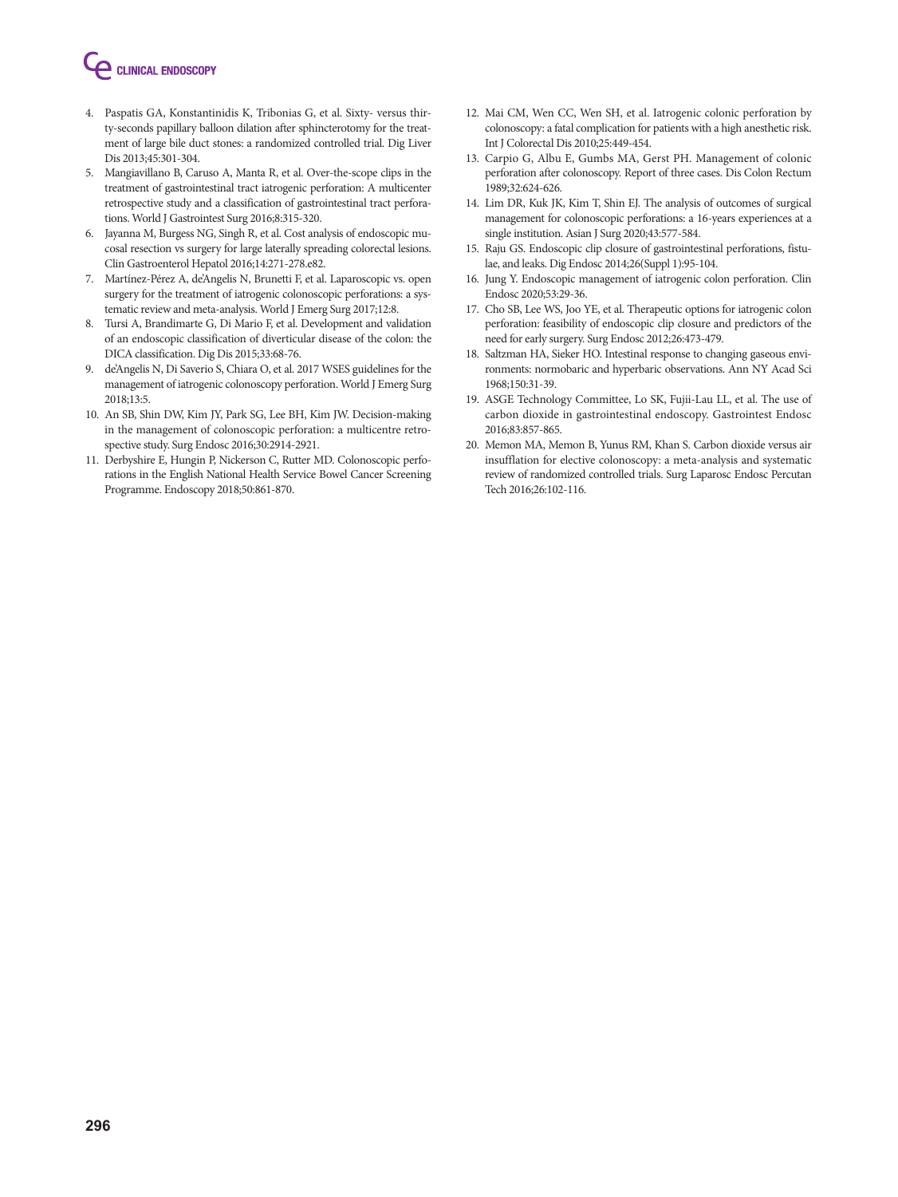4. Paspatis GA, Konstantinidis K, Tribonias G, et al. Sixty- versus thirty-seconds papillary balloon dilation after sphincterotomy for the treatment of large bile duct stones: a randomized controlled trial. Dig Liver Dis 2013;45:301-304.
5. Mangiavillano B, Caruso A, Manta R, et al. Over-the-scope clips in the treatment of gastrointestinal tract iatrogenic perforation: A multicenter retrospective study and a classification of gastrointestinal tract perforations. World J Gastrointest Surg 2016;8:315-320.
6. Jayanna M, Burgess NG, Singh R, et al. Cost analysis of endoscopic mucosal resection vs surgery for large laterally spreading colorectal lesions. Clin Gastroenterol Hepatol 2016;14:271-278.e82.
7. Martínez-Pérez A, de'Angelis N, Brunetti F, et al. Laparoscopic vs. open surgery for the treatment of iatrogenic colonoscopic perforations: a systematic review and meta-analysis. World J Emerg Surg 2017;12:8.
8. Tursi A, Brandimarte G, Di Mario F, et al. Development and validation of an endoscopic classification of diverticular disease of the colon: the DICA classification. Dig Dis 2015;33:68-76.
9. de'Angelis N, Di Saverio S, Chiara O, et al. 2017 WSES guidelines for the management of iatrogenic colonoscopy perforation. World J Emerg Surg 2018;13:5.
10. An SB, Shin DW, Kim JY, Park SG, Lee BH, Kim JW. Decision-making in the management of colonoscopic perforation: a multicentre retrospective study. Surg Endosc 2016;30:2914-2921.
11. Derbyshire E, Hungin P, Nickerson C, Rutter MD. Colonoscopic perforations in the English National Health Service Bowel Cancer Screening Programme. Endoscopy 2018;50:861-870.
12. Mai CM, Wen CC, Wen SH, et al. Iatrogenic colonic perforation by colonoscopy: a fatal complication for patients with a high anesthetic risk. Int J Colorectal Dis 2010;25:449-454.
13. Carpio G, Albu E, Gumbs MA, Gerst PH. Management of colonic perforation after colonoscopy. Report of three cases. Dis Colon Rectum 1989;32:624-626.
14. Lim DR, Kuk JK, Kim T, Shin EJ. The analysis of outcomes of surgical management for colonoscopic perforations: a 16-years experiences at a single institution. Asian J Surg 2020;43:577-584.
15. Raju GS. Endoscopic clip closure of gastrointestinal perforations, fistulae, and leaks. Dig Endosc 2014;26(Suppl 1):95-104.
16. Jung Y. Endoscopic management of iatrogenic colon perforation. Clin Endosc 2020;53:29-36.
17. Cho SB, Lee WS, Joo YE, et al. Therapeutic options for iatrogenic colon perforation: feasibility of endoscopic clip closure and predictors of the need for early surgery. Surg Endosc 2012;26:473-479.
18. Saltzman HA, Sieker HO. Intestinal response to changing gaseous environments: normobaric and hyperbaric observations. Ann NY Acad Sci 1968;150:31-39.
19. ASGE Technology Committee, Lo SK, Fujii-Lau LL, et al. The use of carbon dioxide in gastrointestinal endoscopy. Gastrointest Endosc 2016;83:857-865.
20. Memon MA, Memon B, Yunus RM, Khan S. Carbon dioxide versus air insufflation for elective colonoscopy: a meta-analysis and systematic review of randomized controlled trials. Surg Laparosc Endosc Percutan Tech 2016;26:102-116.